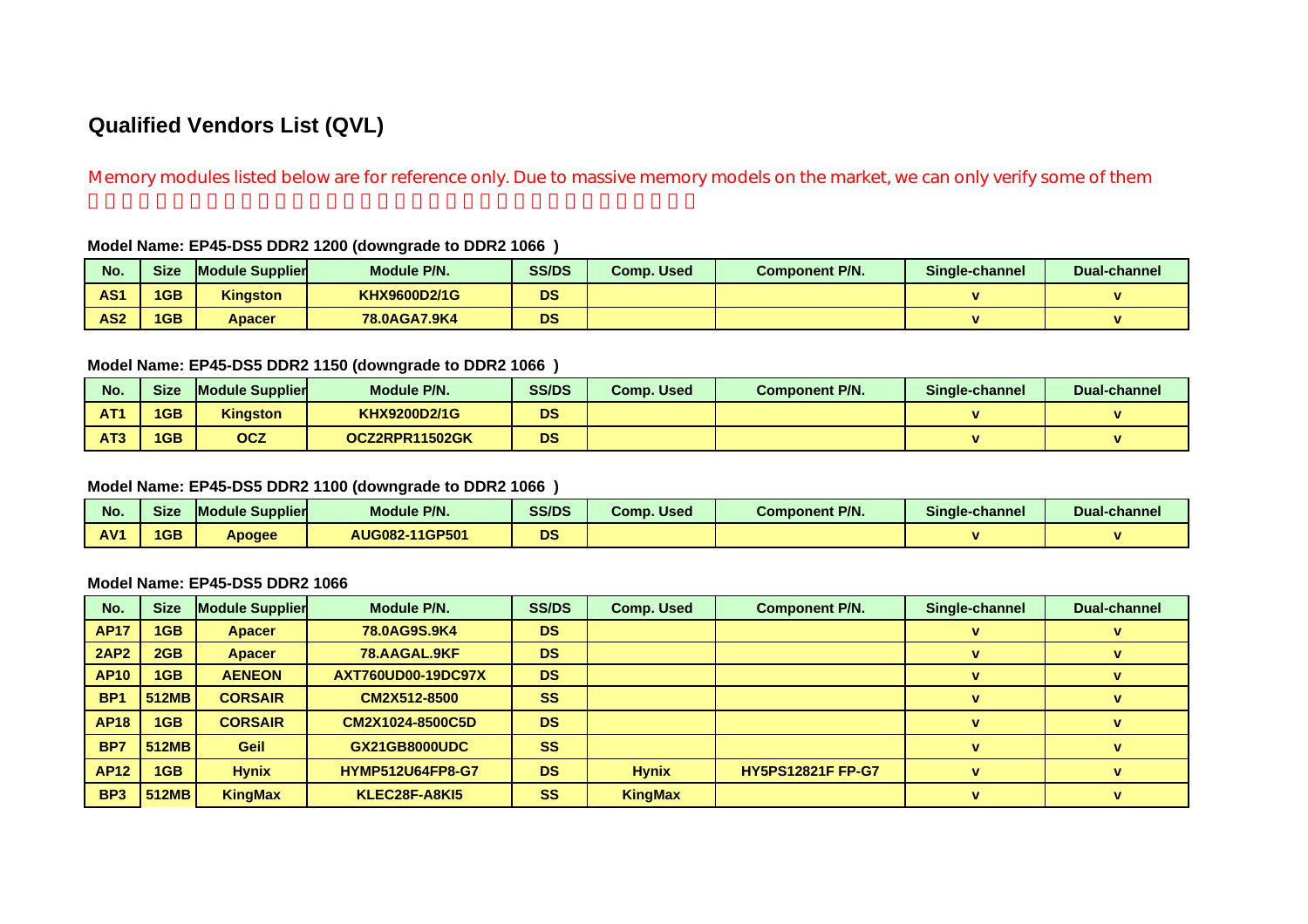# Qualified Vendors List (QVL)

Memory modules listed below are for reference only. Due to massive memory models on the market, we can only verify some of them

### Model Name: EP45-DS5 DDR2 1200 (downgrade to DDR2 1066 )

| No. | Size | Module Supplier | Module P/N. | SS/DS | Comp. Used | Component P/N. | Single-channel | Dual-channel |
|---|---|---|---|---|---|---|---|---|
| AS1 | 1GB | Kingston | KHX9600D2/1G | DS | | | v | v |
| AS2 | 1GB | Apacer | 78.0AGA7.9K4 | DS | | | v | v |

### Model Name: EP45-DS5 DDR2 1150 (downgrade to DDR2 1066 )

| No. | Size | Module Supplier | Module P/N. | SS/DS | Comp. Used | Component P/N. | Single-channel | Dual-channel |
|---|---|---|---|---|---|---|---|---|
| AT1 | 1GB | Kingston | KHX9200D2/1G | DS | | | v | v |
| AT3 | 1GB | OCZ | OCZ2RPR11502GK | DS | | | v | v |

### Model Name: EP45-DS5 DDR2 1100 (downgrade to DDR2 1066 )

| No. | Size | Module Supplier | Module P/N. | SS/DS | Comp. Used | Component P/N. | Single-channel | Dual-channel |
|---|---|---|---|---|---|---|---|---|
| AV1 | 1GB | Apogee | AUG082-11GP501 | DS | | | v | v |

### Model Name: EP45-DS5 DDR2 1066

| No. | Size | Module Supplier | Module P/N. | SS/DS | Comp. Used | Component P/N. | Single-channel | Dual-channel |
|---|---|---|---|---|---|---|---|---|
| AP17 | 1GB | Apacer | 78.0AG9S.9K4 | DS | | | v | v |
| 2AP2 | 2GB | Apacer | 78.AAGAL.9KF | DS | | | v | v |
| AP10 | 1GB | AENEON | AXT760UD00-19DC97X | DS | | | v | v |
| BP1 | 512MB | CORSAIR | CM2X512-8500 | SS | | | v | v |
| AP18 | 1GB | CORSAIR | CM2X1024-8500C5D | DS | | | v | v |
| BP7 | 512MB | Geil | GX21GB8000UDC | SS | | | v | v |
| AP12 | 1GB | Hynix | HYMP512U64FP8-G7 | DS | Hynix | HY5PS12821F FP-G7 | v | v |
| BP3 | 512MB | KingMax | KLEC28F-A8KI5 | SS | KingMax | | v | v |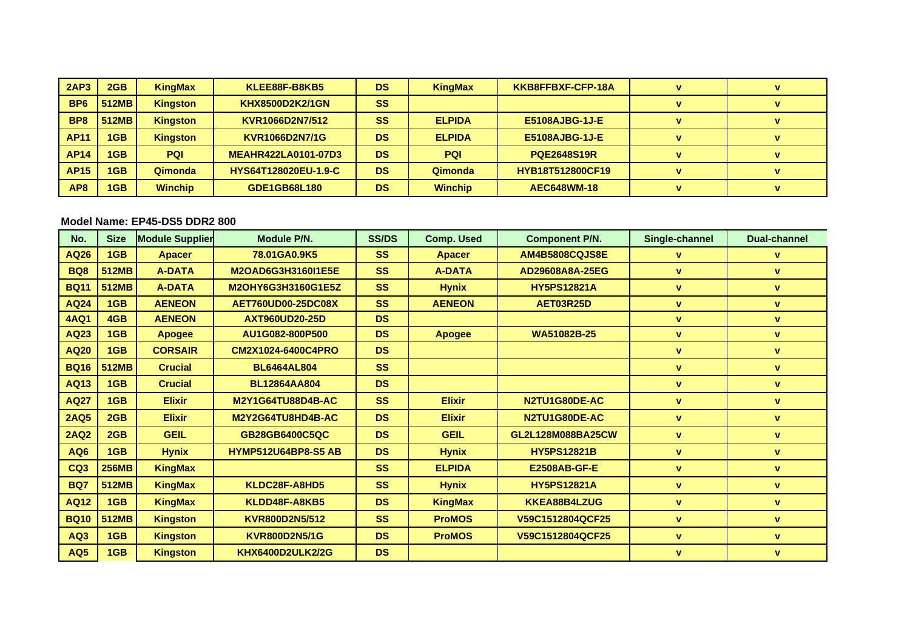| 2AP3 | 2GB | KingMax | KLEE88F-B8KB5 | DS | KingMax | KKB8FFBXF-CFP-18A | v | v |
|---|---|---|---|---|---|---|---|---|
| BP6 | 512MB | Kingston | KHX8500D2K2/1GN | SS | | | v | v |
| BP8 | 512MB | Kingston | KVR1066D2N7/512 | SS | ELPIDA | E5108AJBG-1J-E | v | v |
| AP11 | 1GB | Kingston | KVR1066D2N7/1G | DS | ELPIDA | E5108AJBG-1J-E | v | v |
| AP14 | 1GB | PQI | MEAHR422LA0101-07D3 | DS | PQI | PQE2648S19R | v | v |
| AP15 | 1GB | Qimonda | HYS64T128020EU-1.9-C | DS | Qimonda | HYB18T512800CF19 | v | v |
| AP8 | 1GB | Winchip | GDE1GB68L180 | DS | Winchip | AEC648WM-18 | v | v |

**Model Name: EP45-DS5 DDR2 800**

| No. | Size | Module Supplier | Module P/N. | SS/DS | Comp. Used | Component P/N. | Single-channel | Dual-channel |
|---|---|---|---|---|---|---|---|---|
| AQ26 | 1GB | Apacer | 78.01GA0.9K5 | SS | Apacer | AM4B5808CQJS8E | v | v |
| BQ8 | 512MB | A-DATA | M2OAD6G3H3160I1E5E | SS | A-DATA | AD29608A8A-25EG | v | v |
| BQ11 | 512MB | A-DATA | M2OHY6G3H3160G1E5Z | SS | Hynix | HY5PS12821A | v | v |
| AQ24 | 1GB | AENEON | AET760UD00-25DC08X | SS | AENEON | AET03R25D | v | v |
| 4AQ1 | 4GB | AENEON | AXT960UD20-25D | DS | | | v | v |
| AQ23 | 1GB | Apogee | AU1G082-800P500 | DS | Apogee | WA51082B-25 | v | v |
| AQ20 | 1GB | CORSAIR | CM2X1024-6400C4PRO | DS | | | v | v |
| BQ16 | 512MB | Crucial | BL6464AL804 | SS | | | v | v |
| AQ13 | 1GB | Crucial | BL12864AA804 | DS | | | v | v |
| AQ27 | 1GB | Elixir | M2Y1G64TU88D4B-AC | SS | Elixir | N2TU1G80DE-AC | v | v |
| 2AQ5 | 2GB | Elixir | M2Y2G64TU8HD4B-AC | DS | Elixir | N2TU1G80DE-AC | v | v |
| 2AQ2 | 2GB | GEIL | GB28GB6400C5QC | DS | GEIL | GL2L128M088BA25CW | v | v |
| AQ6 | 1GB | Hynix | HYMP512U64BP8-S5 AB | DS | Hynix | HY5PS12821B | v | v |
| CQ3 | 256MB | KingMax | | SS | ELPIDA | E2508AB-GF-E | v | v |
| BQ7 | 512MB | KingMax | KLDC28F-A8HD5 | SS | Hynix | HY5PS12821A | v | v |
| AQ12 | 1GB | KingMax | KLDD48F-A8KB5 | DS | KingMax | KKEA88B4LZUG | v | v |
| BQ10 | 512MB | Kingston | KVR800D2N5/512 | SS | ProMOS | V59C1512804QCF25 | v | v |
| AQ3 | 1GB | Kingston | KVR800D2N5/1G | DS | ProMOS | V59C1512804QCF25 | v | v |
| AQ5 | 1GB | Kingston | KHX6400D2ULK2/2G | DS | | | v | v |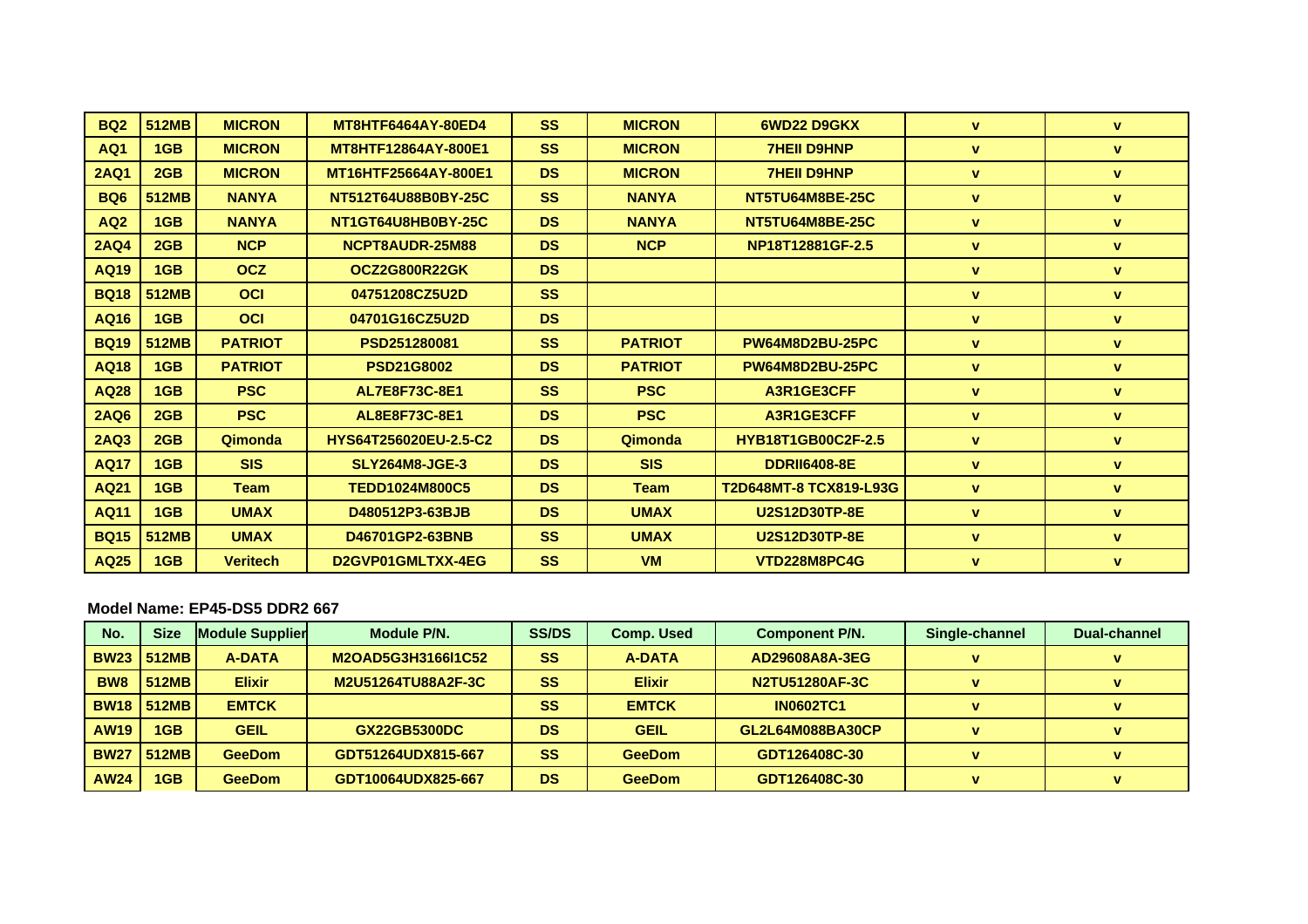| BQ2 | 512MB | MICRON | MT8HTF6464AY-80ED4 | SS | MICRON | 6WD22 D9GKX | v | v |
|---|---|---|---|---|---|---|---|---|
| AQ1 | 1GB | MICRON | MT8HTF12864AY-800E1 | SS | MICRON | 7HEII D9HNP | v | v |
| 2AQ1 | 2GB | MICRON | MT16HTF25664AY-800E1 | DS | MICRON | 7HEII D9HNP | v | v |
| BQ6 | 512MB | NANYA | NT512T64U88B0BY-25C | SS | NANYA | NT5TU64M8BE-25C | v | v |
| AQ2 | 1GB | NANYA | NT1GT64U8HB0BY-25C | DS | NANYA | NT5TU64M8BE-25C | v | v |
| 2AQ4 | 2GB | NCP | NCPT8AUDR-25M88 | DS | NCP | NP18T12881GF-2.5 | v | v |
| AQ19 | 1GB | OCZ | OCZ2G800R22GK | DS | | | v | v |
| BQ18 | 512MB | OCI | 04751208CZ5U2D | SS | | | v | v |
| AQ16 | 1GB | OCI | 04701G16CZ5U2D | DS | | | v | v |
| BQ19 | 512MB | PATRIOT | PSD251280081 | SS | PATRIOT | PW64M8D2BU-25PC | v | v |
| AQ18 | 1GB | PATRIOT | PSD21G8002 | DS | PATRIOT | PW64M8D2BU-25PC | v | v |
| AQ28 | 1GB | PSC | AL7E8F73C-8E1 | SS | PSC | A3R1GE3CFF | v | v |
| 2AQ6 | 2GB | PSC | AL8E8F73C-8E1 | DS | PSC | A3R1GE3CFF | v | v |
| 2AQ3 | 2GB | Qimonda | HYS64T256020EU-2.5-C2 | DS | Qimonda | HYB18T1GB00C2F-2.5 | v | v |
| AQ17 | 1GB | SIS | SLY264M8-JGE-3 | DS | SIS | DDRII6408-8E | v | v |
| AQ21 | 1GB | Team | TEDD1024M800C5 | DS | Team | T2D648MT-8 TCX819-L93G | v | v |
| AQ11 | 1GB | UMAX | D480512P3-63BJB | DS | UMAX | U2S12D30TP-8E | v | v |
| BQ15 | 512MB | UMAX | D46701GP2-63BNB | SS | UMAX | U2S12D30TP-8E | v | v |
| AQ25 | 1GB | Veritech | D2GVP01GMLTXX-4EG | SS | VM | VTD228M8PC4G | v | v |

**Model Name: EP45-DS5 DDR2 667**

| No. | Size | Module Supplier | Module P/N. | SS/DS | Comp. Used | Component P/N. | Single-channel | Dual-channel |
|---|---|---|---|---|---|---|---|---|
| BW23 | 512MB | A-DATA | M2OAD5G3H3166I1C52 | SS | A-DATA | AD29608A8A-3EG | v | v |
| BW8 | 512MB | Elixir | M2U51264TU88A2F-3C | SS | Elixir | N2TU51280AF-3C | v | v |
| BW18 | 512MB | EMTCK | | SS | EMTCK | IN0602TC1 | v | v |
| AW19 | 1GB | GEIL | GX22GB5300DC | DS | GEIL | GL2L64M088BA30CP | v | v |
| BW27 | 512MB | GeeDom | GDT51264UDX815-667 | SS | GeeDom | GDT126408C-30 | v | v |
| AW24 | 1GB | GeeDom | GDT10064UDX825-667 | DS | GeeDom | GDT126408C-30 | v | v |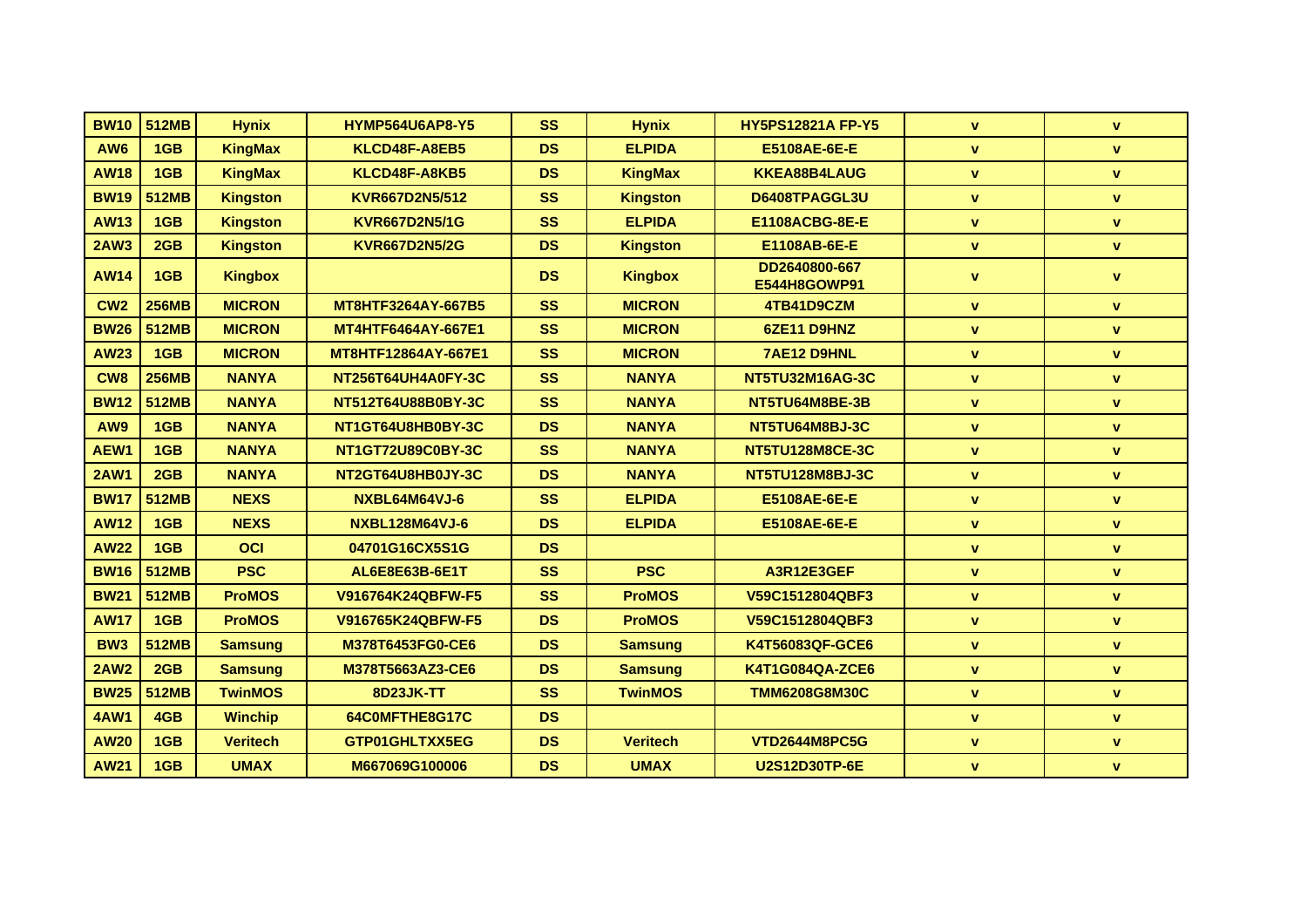| | | | | | | | | |
|---|---|---|---|---|---|---|---|---|
| BW10 | 512MB | Hynix | HYMP564U6AP8-Y5 | SS | Hynix | HY5PS12821A FP-Y5 | v | v |
| AW6 | 1GB | KingMax | KLCD48F-A8EB5 | DS | ELPIDA | E5108AE-6E-E | v | v |
| AW18 | 1GB | KingMax | KLCD48F-A8KB5 | DS | KingMax | KKEA88B4LAUG | v | v |
| BW19 | 512MB | Kingston | KVR667D2N5/512 | SS | Kingston | D6408TPAGGL3U | v | v |
| AW13 | 1GB | Kingston | KVR667D2N5/1G | SS | ELPIDA | E1108ACBG-8E-E | v | v |
| 2AW3 | 2GB | Kingston | KVR667D2N5/2G | DS | Kingston | E1108AB-6E-E | v | v |
| AW14 | 1GB | Kingbox | | DS | Kingbox | DD2640800-667 E544H8GOWP91 | v | v |
| CW2 | 256MB | MICRON | MT8HTF3264AY-667B5 | SS | MICRON | 4TB41D9CZM | v | v |
| BW26 | 512MB | MICRON | MT4HTF6464AY-667E1 | SS | MICRON | 6ZE11 D9HNZ | v | v |
| AW23 | 1GB | MICRON | MT8HTF12864AY-667E1 | SS | MICRON | 7AE12 D9HNL | v | v |
| CW8 | 256MB | NANYA | NT256T64UH4A0FY-3C | SS | NANYA | NT5TU32M16AG-3C | v | v |
| BW12 | 512MB | NANYA | NT512T64U88B0BY-3C | SS | NANYA | NT5TU64M8BE-3B | v | v |
| AW9 | 1GB | NANYA | NT1GT64U8HB0BY-3C | DS | NANYA | NT5TU64M8BJ-3C | v | v |
| AEW1 | 1GB | NANYA | NT1GT72U89C0BY-3C | SS | NANYA | NT5TU128M8CE-3C | v | v |
| 2AW1 | 2GB | NANYA | NT2GT64U8HB0JY-3C | DS | NANYA | NT5TU128M8BJ-3C | v | v |
| BW17 | 512MB | NEXS | NXBL64M64VJ-6 | SS | ELPIDA | E5108AE-6E-E | v | v |
| AW12 | 1GB | NEXS | NXBL128M64VJ-6 | DS | ELPIDA | E5108AE-6E-E | v | v |
| AW22 | 1GB | OCI | 04701G16CX5S1G | DS | | | v | v |
| BW16 | 512MB | PSC | AL6E8E63B-6E1T | SS | PSC | A3R12E3GEF | v | v |
| BW21 | 512MB | ProMOS | V916764K24QBFW-F5 | SS | ProMOS | V59C1512804QBF3 | v | v |
| AW17 | 1GB | ProMOS | V916765K24QBFW-F5 | DS | ProMOS | V59C1512804QBF3 | v | v |
| BW3 | 512MB | Samsung | M378T6453FG0-CE6 | DS | Samsung | K4T56083QF-GCE6 | v | v |
| 2AW2 | 2GB | Samsung | M378T5663AZ3-CE6 | DS | Samsung | K4T1G084QA-ZCE6 | v | v |
| BW25 | 512MB | TwinMOS | 8D23JK-TT | SS | TwinMOS | TMM6208G8M30C | v | v |
| 4AW1 | 4GB | Winchip | 64C0MFTHE8G17C | DS | | | v | v |
| AW20 | 1GB | Veritech | GTP01GHLTXX5EG | DS | Veritech | VTD2644M8PC5G | v | v |
| AW21 | 1GB | UMAX | M667069G100006 | DS | UMAX | U2S12D30TP-6E | v | v |